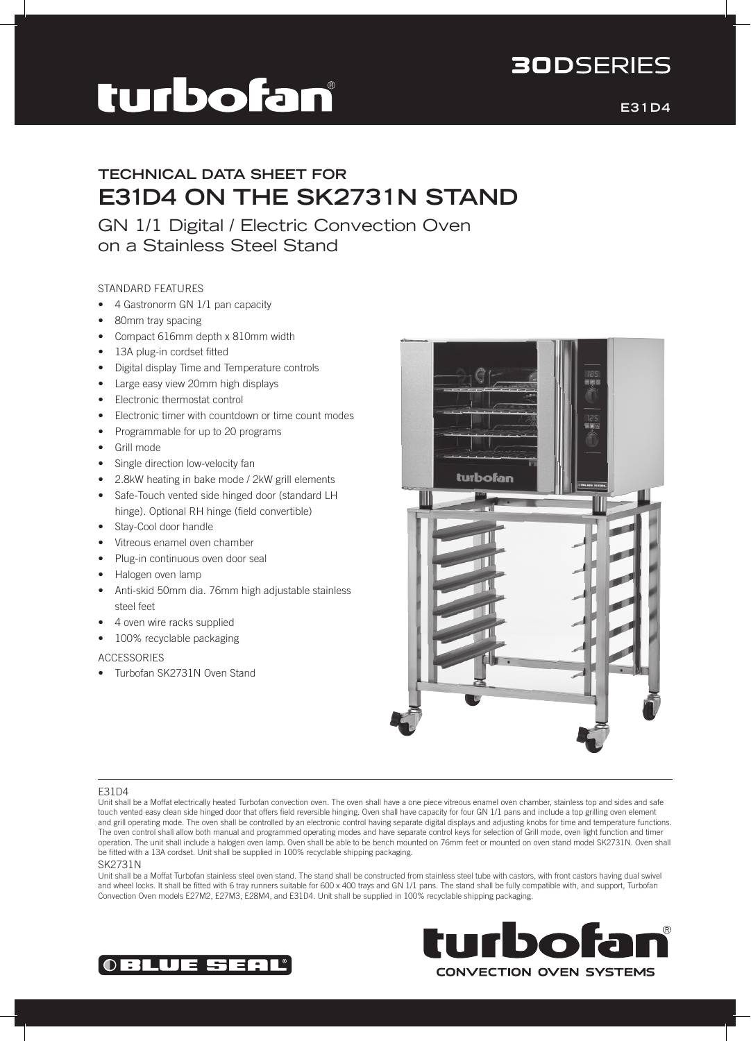# turbofan®

**30DSERIES**

**E31D4**

## TECHNICAL DATA SHEET FOR
# E31D4 ON THE SK2731N STAND

### GN 1/1 Digital / Electric Convection Oven on a Stainless Steel Stand

STANDARD FEATURES

- 4 Gastronorm GN 1/1 pan capacity
- 80mm tray spacing
- Compact 616mm depth x 810mm width
- 13A plug-in cordset fitted
- Digital display Time and Temperature controls
- Large easy view 20mm high displays
- Electronic thermostat control
- Electronic timer with countdown or time count modes
- Programmable for up to 20 programs
- Grill mode
- Single direction low-velocity fan
- 2.8kW heating in bake mode / 2kW grill elements
- Safe-Touch vented side hinged door (standard LH hinge). Optional RH hinge (field convertible)
- Stay-Cool door handle
- Vitreous enamel oven chamber
- Plug-in continuous oven door seal
- Halogen oven lamp
- Anti-skid 50mm dia. 76mm high adjustable stainless steel feet
- 4 oven wire racks supplied
- 100% recyclable packaging

ACCESSORIES

- Turbofan SK2731N Oven Stand

E31D4

Unit shall be a Moffat electrically heated Turbofan convection oven. The oven shall have a one piece vitreous enamel oven chamber, stainless top and sides and safe touch vented easy clean side hinged door that offers field reversible hinging. Oven shall have capacity for four GN 1/1 pans and include a top grilling oven element and grill operating mode. The oven shall be controlled by an electronic control having separate digital displays and adjusting knobs for time and temperature functions. The oven control shall allow both manual and programmed operating modes and have separate control keys for selection of Grill mode, oven light function and timer operation. The unit shall include a halogen oven lamp. Oven shall be able to be bench mounted on 76mm feet or mounted on oven stand model SK2731N. Oven shall be fitted with a 13A cordset. Unit shall be supplied in 100% recyclable shipping packaging.

SK2731N

Unit shall be a Moffat Turbofan stainless steel oven stand. The stand shall be constructed from stainless steel tube with castors, with front castors having dual swivel and wheel locks. It shall be fitted with 6 tray runners suitable for 600 x 400 trays and GN 1/1 pans. The stand shall be fully compatible with, and support, Turbofan Convection Oven models E27M2, E27M3, E28M4, and E31D4. Unit shall be supplied in 100% recyclable shipping packaging.

BLUE SEAL®

turbofan®
CONVECTION OVEN SYSTEMS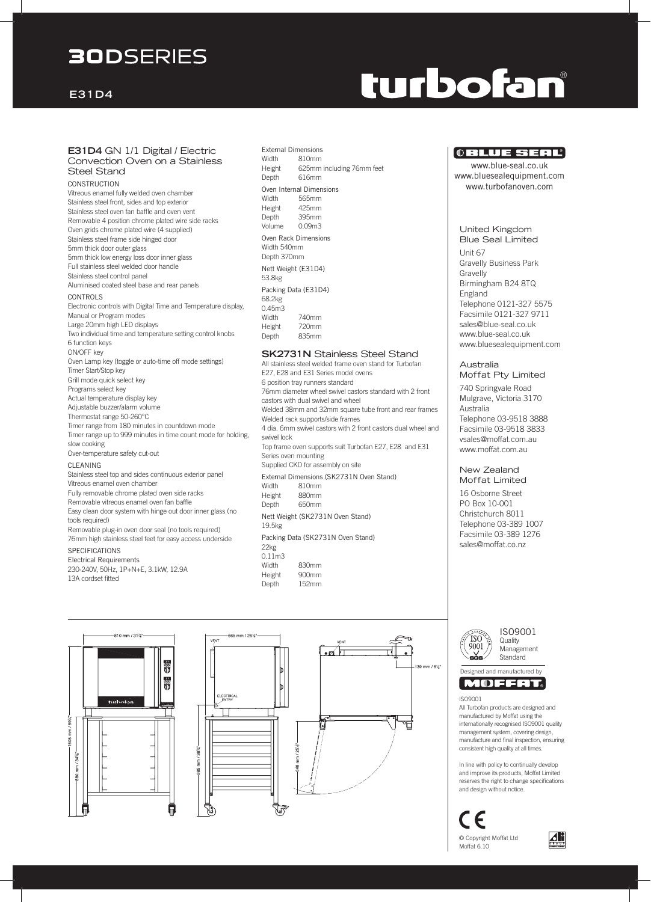# 30DSERIES

## E31D4

turbofan®

### E31D4 GN 1/1 Digital / Electric Convection Oven on a Stainless Steel Stand

CONSTRUCTION

Vitreous enamel fully welded oven chamber
Stainless steel front, sides and top exterior
Stainless steel oven fan baffle and oven vent
Removable 4 position chrome plated wire side racks
Oven grids chrome plated wire (4 supplied)
Stainless steel frame side hinged door
5mm thick door outer glass
5mm thick low energy loss door inner glass
Full stainless steel welded door handle
Stainless steel control panel
Aluminised coated steel base and rear panels

CONTROLS

Electronic controls with Digital Time and Temperature display, Manual or Program modes
Large 20mm high LED displays
Two individual time and temperature setting control knobs
6 function keys
ON/OFF key
Oven Lamp key (toggle or auto-time off mode settings)
Timer Start/Stop key
Grill mode quick select key
Programs select key
Actual temperature display key
Adjustable buzzer/alarm volume
Thermostat range 50-260°C
Timer range from 180 minutes in countdown mode
Timer range up to 999 minutes in time count mode for holding, slow cooking
Over-temperature safety cut-out

CLEANING

Stainless steel top and sides continuous exterior panel
Vitreous enamel oven chamber
Fully removable chrome plated oven side racks
Removable vitreous enamel oven fan baffle
Easy clean door system with hinge out door inner glass (no tools required)
Removable plug-in oven door seal (no tools required)
76mm high stainless steel feet for easy access underside

SPECIFICATIONS

Electrical Requirements
230-240V, 50Hz, 1P+N+E, 3.1kW, 12.9A
13A cordset fitted

External Dimensions

| | |
|---|---|
| Width | 810mm |
| Height | 625mm including 76mm feet |
| Depth | 616mm |

Oven Internal Dimensions

| | |
|---|---|
| Width | 565mm |
| Height | 425mm |
| Depth | 395mm |
| Volume | 0.09m3 |

Oven Rack Dimensions
Width 540mm
Depth 370mm

Nett Weight (E31D4)
53.8kg

Packing Data (E31D4)
68.2kg
0.45m3

| | |
|---|---|
| Width | 740mm |
| Height | 720mm |
| Depth | 835mm |

### SK2731N Stainless Steel Stand

All stainless steel welded frame oven stand for Turbofan E27, E28 and E31 Series model ovens
6 position tray runners standard
76mm diameter wheel swivel castors standard with 2 front castors with dual swivel and wheel
Welded 38mm and 32mm square tube front and rear frames
Welded rack supports/side frames
4 dia. 6mm swivel castors with 2 front castors dual wheel and swivel lock
Top frame oven supports suit Turbofan E27, E28 and E31 Series oven mounting
Supplied CKD for assembly on site

External Dimensions (SK2731N Oven Stand)

| | |
|---|---|
| Width | 810mm |
| Height | 880mm |
| Depth | 650mm |

Nett Weight (SK2731N Oven Stand)
19.5kg

Packing Data (SK2731N Oven Stand)
22kg
0.11m3

| | |
|---|---|
| Width | 830mm |
| Height | 900mm |
| Depth | 152mm |

BLUE SEAL®

www.blue-seal.co.uk
www.bluesealequipment.com
www.turbofanoven.com

United Kingdom
Blue Seal Limited

Unit 67
Gravelly Business Park
Gravelly
Birmingham B24 8TQ
England
Telephone 0121-327 5575
Facsimile 0121-327 9711
sales@blue-seal.co.uk
www.blue-seal.co.uk
www.bluesealequipment.com

Australia
Moffat Pty Limited

740 Springvale Road
Mulgrave, Victoria 3170
Australia
Telephone 03-9518 3888
Facsimile 03-9518 3833
vsales@moffat.com.au
www.moffat.com.au

New Zealand
Moffat Limited

16 Osborne Street
PO Box 10-001
Christchurch 8011
Telephone 03-389 1007
Facsimile 03-389 1276
sales@moffat.co.nz

810 mm / 31⅞"
1505 mm / 59¼"
880 mm / 34⅝"
665 mm / 26⅛"
VENT
ELECTRICAL ENTRY
985 mm / 38¾"
VENT
139 mm / 5½"
648 mm / 25½"

ISO9001
Quality Management Standard

Designed and manufactured by
MOFFAT

ISO9001
All Turbofan products are designed and manufactured by Moffat using the internationally recognised ISO9001 quality management system, covering design, manufacture and final inspection, ensuring consistent high quality at all times.

In line with policy to continually develop and improve its products, Moffat Limited reserves the right to change specifications and design without notice.

CE

© Copyright Moffat Ltd
Moffat 6.10